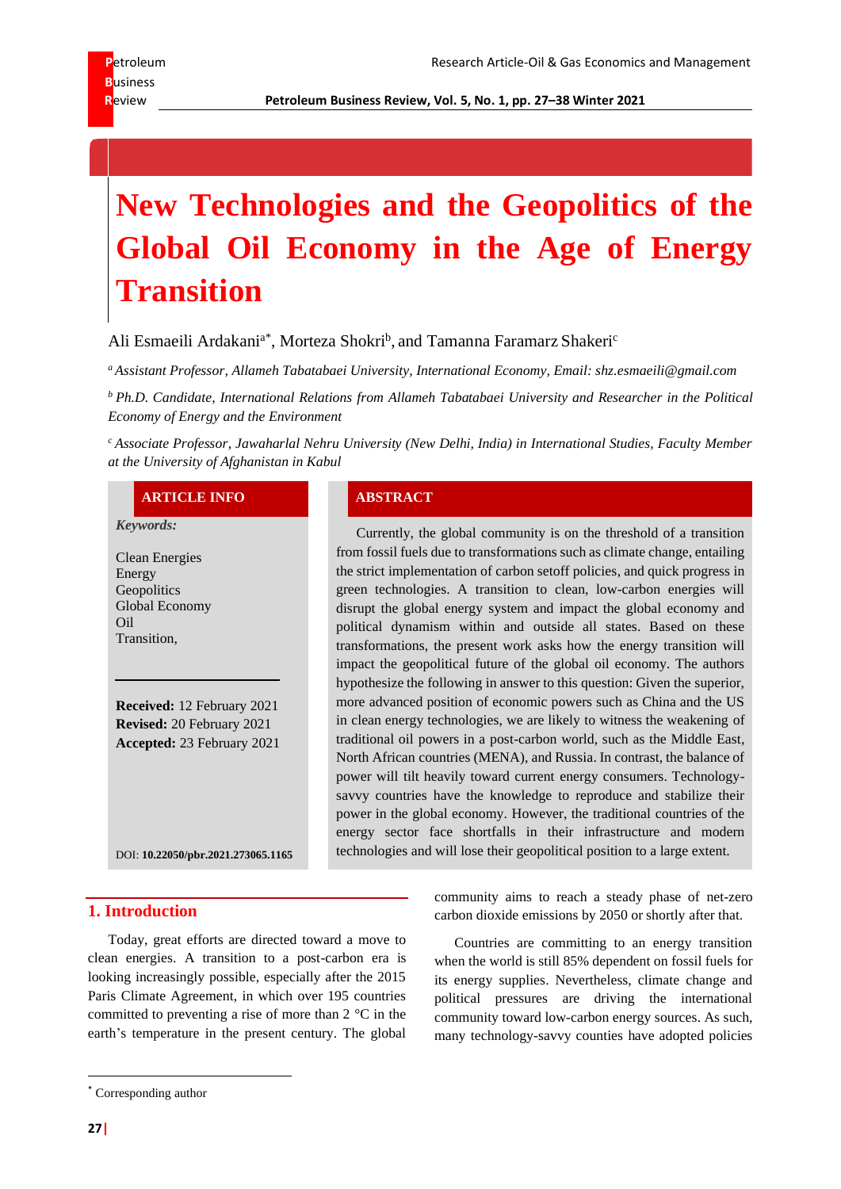# New Technologies and the Geopolitics of the Global Oil Economy in the Age of Energy Transition

Ali Esmaeili Ardakani[a*], Morteza Shokri[b], and Tamanna Faramarz Shakeri[c]

[a] *Assistant Professor, Allameh Tabatabaei University, International Economy, Email: shz.esmaeili@gmail.com*

[b] *Ph.D. Candidate, International Relations from Allameh Tabatabaei University and Researcher in the Political Economy of Energy and the Environment*

[c] *Associate Professor, Jawaharlal Nehru University (New Delhi, India) in International Studies, Faculty Member at the University of Afghanistan in Kabul*

**ARTICLE INFO**

*Keywords:*

Clean Energies
Energy
Geopolitics
Global Economy
Oil
Transition,

**Received:** 12 February 2021
**Revised:** 20 February 2021
**Accepted:** 23 February 2021

DOI: **10.22050/pbr.2021.273065.1165**

**ABSTRACT**

Currently, the global community is on the threshold of a transition from fossil fuels due to transformations such as climate change, entailing the strict implementation of carbon setoff policies, and quick progress in green technologies. A transition to clean, low-carbon energies will disrupt the global energy system and impact the global economy and political dynamism within and outside all states. Based on these transformations, the present work asks how the energy transition will impact the geopolitical future of the global oil economy. The authors hypothesize the following in answer to this question: Given the superior, more advanced position of economic powers such as China and the US in clean energy technologies, we are likely to witness the weakening of traditional oil powers in a post-carbon world, such as the Middle East, North African countries (MENA), and Russia. In contrast, the balance of power will tilt heavily toward current energy consumers. Technology-savvy countries have the knowledge to reproduce and stabilize their power in the global economy. However, the traditional countries of the energy sector face shortfalls in their infrastructure and modern technologies and will lose their geopolitical position to a large extent.

## 1. Introduction

Today, great efforts are directed toward a move to clean energies. A transition to a post-carbon era is looking increasingly possible, especially after the 2015 Paris Climate Agreement, in which over 195 countries committed to preventing a rise of more than 2 °C in the earth's temperature in the present century. The global community aims to reach a steady phase of net-zero carbon dioxide emissions by 2050 or shortly after that.

Countries are committing to an energy transition when the world is still 85% dependent on fossil fuels for its energy supplies. Nevertheless, climate change and political pressures are driving the international community toward low-carbon energy sources. As such, many technology-savvy counties have adopted policies

[*] Corresponding author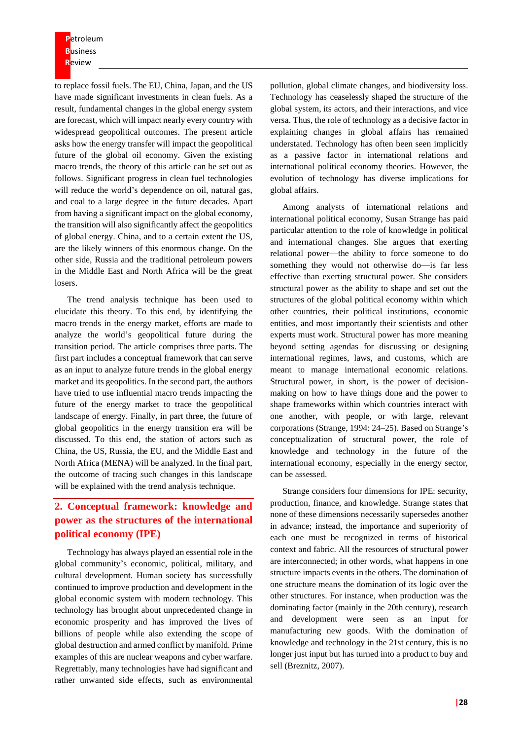to replace fossil fuels. The EU, China, Japan, and the US have made significant investments in clean fuels. As a result, fundamental changes in the global energy system are forecast, which will impact nearly every country with widespread geopolitical outcomes. The present article asks how the energy transfer will impact the geopolitical future of the global oil economy. Given the existing macro trends, the theory of this article can be set out as follows. Significant progress in clean fuel technologies will reduce the world's dependence on oil, natural gas, and coal to a large degree in the future decades. Apart from having a significant impact on the global economy, the transition will also significantly affect the geopolitics of global energy. China, and to a certain extent the US, are the likely winners of this enormous change. On the other side, Russia and the traditional petroleum powers in the Middle East and North Africa will be the great losers.

The trend analysis technique has been used to elucidate this theory. To this end, by identifying the macro trends in the energy market, efforts are made to analyze the world's geopolitical future during the transition period. The article comprises three parts. The first part includes a conceptual framework that can serve as an input to analyze future trends in the global energy market and its geopolitics. In the second part, the authors have tried to use influential macro trends impacting the future of the energy market to trace the geopolitical landscape of energy. Finally, in part three, the future of global geopolitics in the energy transition era will be discussed. To this end, the station of actors such as China, the US, Russia, the EU, and the Middle East and North Africa (MENA) will be analyzed. In the final part, the outcome of tracing such changes in this landscape will be explained with the trend analysis technique.

## 2. Conceptual framework: knowledge and power as the structures of the international political economy (IPE)

Technology has always played an essential role in the global community's economic, political, military, and cultural development. Human society has successfully continued to improve production and development in the global economic system with modern technology. This technology has brought about unprecedented change in economic prosperity and has improved the lives of billions of people while also extending the scope of global destruction and armed conflict by manifold. Prime examples of this are nuclear weapons and cyber warfare. Regrettably, many technologies have had significant and rather unwanted side effects, such as environmental pollution, global climate changes, and biodiversity loss. Technology has ceaselessly shaped the structure of the global system, its actors, and their interactions, and vice versa. Thus, the role of technology as a decisive factor in explaining changes in global affairs has remained understated. Technology has often been seen implicitly as a passive factor in international relations and international political economy theories. However, the evolution of technology has diverse implications for global affairs.

Among analysts of international relations and international political economy, Susan Strange has paid particular attention to the role of knowledge in political and international changes. She argues that exerting relational power—the ability to force someone to do something they would not otherwise do—is far less effective than exerting structural power. She considers structural power as the ability to shape and set out the structures of the global political economy within which other countries, their political institutions, economic entities, and most importantly their scientists and other experts must work. Structural power has more meaning beyond setting agendas for discussing or designing international regimes, laws, and customs, which are meant to manage international economic relations. Structural power, in short, is the power of decision-making on how to have things done and the power to shape frameworks within which countries interact with one another, with people, or with large, relevant corporations (Strange, 1994: 24–25). Based on Strange's conceptualization of structural power, the role of knowledge and technology in the future of the international economy, especially in the energy sector, can be assessed.

Strange considers four dimensions for IPE: security, production, finance, and knowledge. Strange states that none of these dimensions necessarily supersedes another in advance; instead, the importance and superiority of each one must be recognized in terms of historical context and fabric. All the resources of structural power are interconnected; in other words, what happens in one structure impacts events in the others. The domination of one structure means the domination of its logic over the other structures. For instance, when production was the dominating factor (mainly in the 20th century), research and development were seen as an input for manufacturing new goods. With the domination of knowledge and technology in the 21st century, this is no longer just input but has turned into a product to buy and sell (Breznitz, 2007).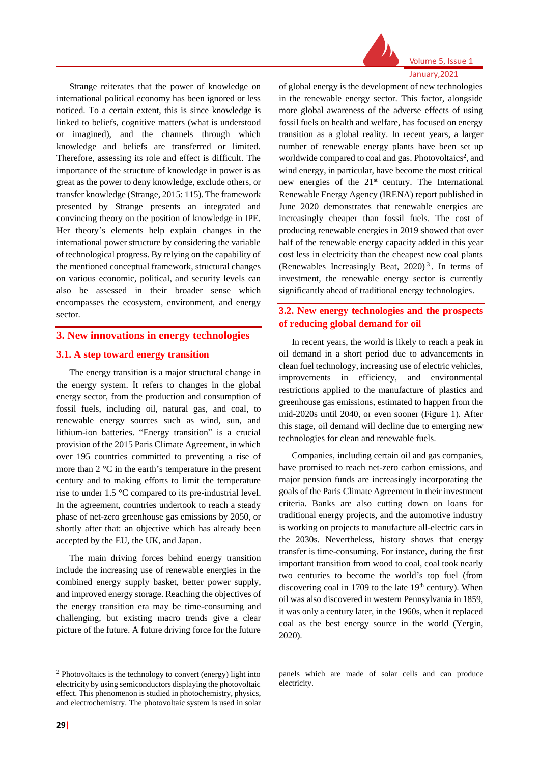Strange reiterates that the power of knowledge on international political economy has been ignored or less noticed. To a certain extent, this is since knowledge is linked to beliefs, cognitive matters (what is understood or imagined), and the channels through which knowledge and beliefs are transferred or limited. Therefore, assessing its role and effect is difficult. The importance of the structure of knowledge in power is as great as the power to deny knowledge, exclude others, or transfer knowledge (Strange, 2015: 115). The framework presented by Strange presents an integrated and convincing theory on the position of knowledge in IPE. Her theory's elements help explain changes in the international power structure by considering the variable of technological progress. By relying on the capability of the mentioned conceptual framework, structural changes on various economic, political, and security levels can also be assessed in their broader sense which encompasses the ecosystem, environment, and energy sector.

## 3. New innovations in energy technologies

### 3.1. A step toward energy transition

The energy transition is a major structural change in the energy system. It refers to changes in the global energy sector, from the production and consumption of fossil fuels, including oil, natural gas, and coal, to renewable energy sources such as wind, sun, and lithium-ion batteries. "Energy transition" is a crucial provision of the 2015 Paris Climate Agreement, in which over 195 countries committed to preventing a rise of more than 2 °C in the earth's temperature in the present century and to making efforts to limit the temperature rise to under 1.5 °C compared to its pre-industrial level. In the agreement, countries undertook to reach a steady phase of net-zero greenhouse gas emissions by 2050, or shortly after that: an objective which has already been accepted by the EU, the UK, and Japan.

The main driving forces behind energy transition include the increasing use of renewable energies in the combined energy supply basket, better power supply, and improved energy storage. Reaching the objectives of the energy transition era may be time-consuming and challenging, but existing macro trends give a clear picture of the future. A future driving force for the future of global energy is the development of new technologies in the renewable energy sector. This factor, alongside more global awareness of the adverse effects of using fossil fuels on health and welfare, has focused on energy transition as a global reality. In recent years, a larger number of renewable energy plants have been set up worldwide compared to coal and gas. Photovoltaics[2], and wind energy, in particular, have become the most critical new energies of the 21st century. The International Renewable Energy Agency (IRENA) report published in June 2020 demonstrates that renewable energies are increasingly cheaper than fossil fuels. The cost of producing renewable energies in 2019 showed that over half of the renewable energy capacity added in this year cost less in electricity than the cheapest new coal plants (Renewables Increasingly Beat, 2020)[3]. In terms of investment, the renewable energy sector is currently significantly ahead of traditional energy technologies.

### 3.2. New energy technologies and the prospects of reducing global demand for oil

In recent years, the world is likely to reach a peak in oil demand in a short period due to advancements in clean fuel technology, increasing use of electric vehicles, improvements in efficiency, and environmental restrictions applied to the manufacture of plastics and greenhouse gas emissions, estimated to happen from the mid-2020s until 2040, or even sooner (Figure 1). After this stage, oil demand will decline due to emerging new technologies for clean and renewable fuels.

Companies, including certain oil and gas companies, have promised to reach net-zero carbon emissions, and major pension funds are increasingly incorporating the goals of the Paris Climate Agreement in their investment criteria. Banks are also cutting down on loans for traditional energy projects, and the automotive industry is working on projects to manufacture all-electric cars in the 2030s. Nevertheless, history shows that energy transfer is time-consuming. For instance, during the first important transition from wood to coal, coal took nearly two centuries to become the world's top fuel (from discovering coal in 1709 to the late 19th century). When oil was also discovered in western Pennsylvania in 1859, it was only a century later, in the 1960s, when it replaced coal as the best energy source in the world (Yergin, 2020).

---

[2] Photovoltaics is the technology to convert (energy) light into electricity by using semiconductors displaying the photovoltaic effect. This phenomenon is studied in photochemistry, physics, and electrochemistry. The photovoltaic system is used in solar panels which are made of solar cells and can produce electricity.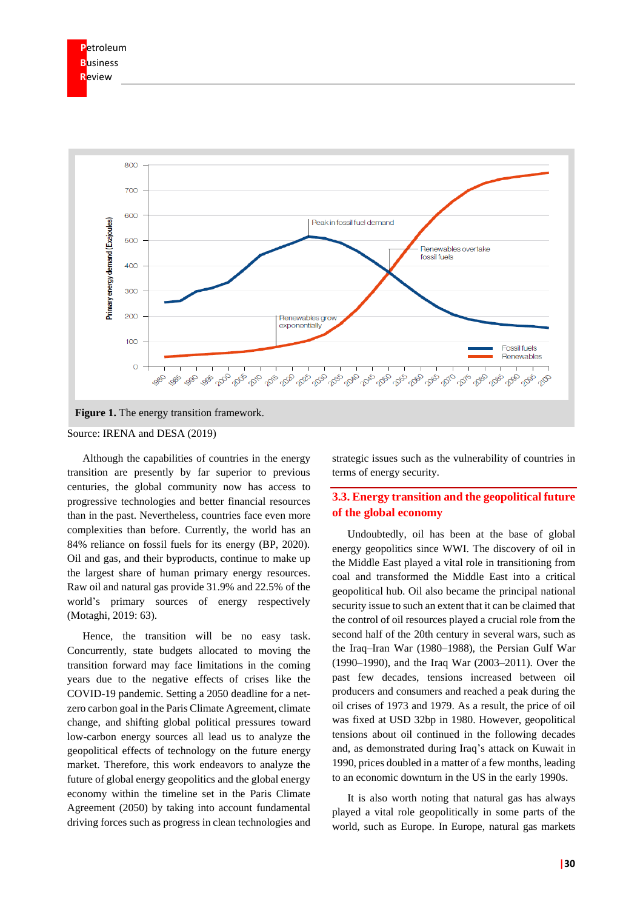**Figure 1.** The energy transition framework.

Source: IRENA and DESA (2019)

Although the capabilities of countries in the energy transition are presently by far superior to previous centuries, the global community now has access to progressive technologies and better financial resources than in the past. Nevertheless, countries face even more complexities than before. Currently, the world has an 84% reliance on fossil fuels for its energy (BP, 2020). Oil and gas, and their byproducts, continue to make up the largest share of human primary energy resources. Raw oil and natural gas provide 31.9% and 22.5% of the world's primary sources of energy respectively (Motaghi, 2019: 63).

Hence, the transition will be no easy task. Concurrently, state budgets allocated to moving the transition forward may face limitations in the coming years due to the negative effects of crises like the COVID-19 pandemic. Setting a 2050 deadline for a net-zero carbon goal in the Paris Climate Agreement, climate change, and shifting global political pressures toward low-carbon energy sources all lead us to analyze the geopolitical effects of technology on the future energy market. Therefore, this work endeavors to analyze the future of global energy geopolitics and the global energy economy within the timeline set in the Paris Climate Agreement (2050) by taking into account fundamental driving forces such as progress in clean technologies and strategic issues such as the vulnerability of countries in terms of energy security.

## 3.3. Energy transition and the geopolitical future of the global economy

Undoubtedly, oil has been at the base of global energy geopolitics since WWI. The discovery of oil in the Middle East played a vital role in transitioning from coal and transformed the Middle East into a critical geopolitical hub. Oil also became the principal national security issue to such an extent that it can be claimed that the control of oil resources played a crucial role from the second half of the 20th century in several wars, such as the Iraq–Iran War (1980–1988), the Persian Gulf War (1990–1990), and the Iraq War (2003–2011). Over the past few decades, tensions increased between oil producers and consumers and reached a peak during the oil crises of 1973 and 1979. As a result, the price of oil was fixed at USD 32bp in 1980. However, geopolitical tensions about oil continued in the following decades and, as demonstrated during Iraq's attack on Kuwait in 1990, prices doubled in a matter of a few months, leading to an economic downturn in the US in the early 1990s.

It is also worth noting that natural gas has always played a vital role geopolitically in some parts of the world, such as Europe. In Europe, natural gas markets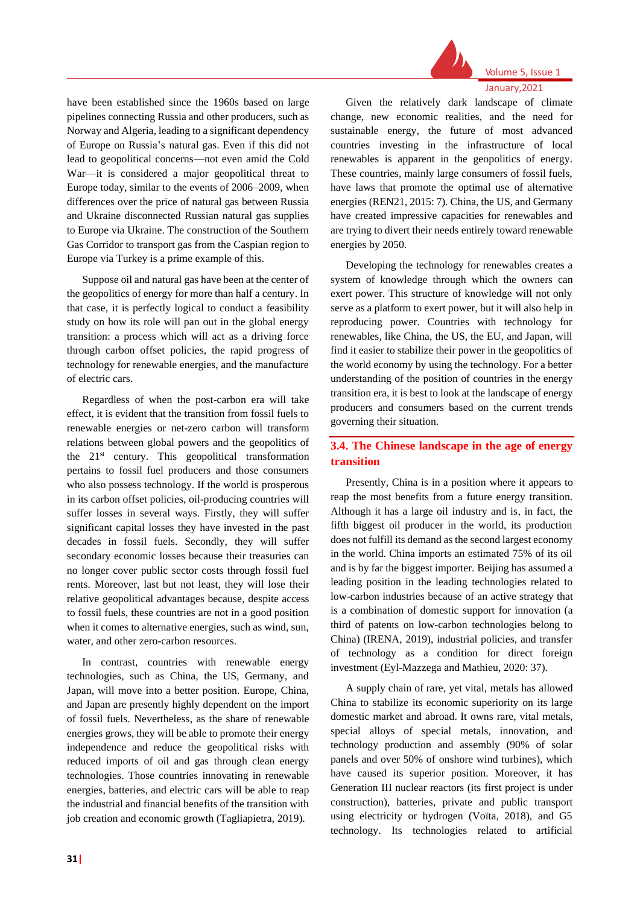have been established since the 1960s based on large pipelines connecting Russia and other producers, such as Norway and Algeria, leading to a significant dependency of Europe on Russia's natural gas. Even if this did not lead to geopolitical concerns—not even amid the Cold War—it is considered a major geopolitical threat to Europe today, similar to the events of 2006–2009, when differences over the price of natural gas between Russia and Ukraine disconnected Russian natural gas supplies to Europe via Ukraine. The construction of the Southern Gas Corridor to transport gas from the Caspian region to Europe via Turkey is a prime example of this.

Suppose oil and natural gas have been at the center of the geopolitics of energy for more than half a century. In that case, it is perfectly logical to conduct a feasibility study on how its role will pan out in the global energy transition: a process which will act as a driving force through carbon offset policies, the rapid progress of technology for renewable energies, and the manufacture of electric cars.

Regardless of when the post-carbon era will take effect, it is evident that the transition from fossil fuels to renewable energies or net-zero carbon will transform relations between global powers and the geopolitics of the 21st century. This geopolitical transformation pertains to fossil fuel producers and those consumers who also possess technology. If the world is prosperous in its carbon offset policies, oil-producing countries will suffer losses in several ways. Firstly, they will suffer significant capital losses they have invested in the past decades in fossil fuels. Secondly, they will suffer secondary economic losses because their treasuries can no longer cover public sector costs through fossil fuel rents. Moreover, last but not least, they will lose their relative geopolitical advantages because, despite access to fossil fuels, these countries are not in a good position when it comes to alternative energies, such as wind, sun, water, and other zero-carbon resources.

In contrast, countries with renewable energy technologies, such as China, the US, Germany, and Japan, will move into a better position. Europe, China, and Japan are presently highly dependent on the import of fossil fuels. Nevertheless, as the share of renewable energies grows, they will be able to promote their energy independence and reduce the geopolitical risks with reduced imports of oil and gas through clean energy technologies. Those countries innovating in renewable energies, batteries, and electric cars will be able to reap the industrial and financial benefits of the transition with job creation and economic growth (Tagliapietra, 2019).

Given the relatively dark landscape of climate change, new economic realities, and the need for sustainable energy, the future of most advanced countries investing in the infrastructure of local renewables is apparent in the geopolitics of energy. These countries, mainly large consumers of fossil fuels, have laws that promote the optimal use of alternative energies (REN21, 2015: 7). China, the US, and Germany have created impressive capacities for renewables and are trying to divert their needs entirely toward renewable energies by 2050.

Developing the technology for renewables creates a system of knowledge through which the owners can exert power. This structure of knowledge will not only serve as a platform to exert power, but it will also help in reproducing power. Countries with technology for renewables, like China, the US, the EU, and Japan, will find it easier to stabilize their power in the geopolitics of the world economy by using the technology. For a better understanding of the position of countries in the energy transition era, it is best to look at the landscape of energy producers and consumers based on the current trends governing their situation.

## 3.4. The Chinese landscape in the age of energy transition

Presently, China is in a position where it appears to reap the most benefits from a future energy transition. Although it has a large oil industry and is, in fact, the fifth biggest oil producer in the world, its production does not fulfill its demand as the second largest economy in the world. China imports an estimated 75% of its oil and is by far the biggest importer. Beijing has assumed a leading position in the leading technologies related to low-carbon industries because of an active strategy that is a combination of domestic support for innovation (a third of patents on low-carbon technologies belong to China) (IRENA, 2019), industrial policies, and transfer of technology as a condition for direct foreign investment (Eyl-Mazzega and Mathieu, 2020: 37).

A supply chain of rare, yet vital, metals has allowed China to stabilize its economic superiority on its large domestic market and abroad. It owns rare, vital metals, special alloys of special metals, innovation, and technology production and assembly (90% of solar panels and over 50% of onshore wind turbines), which have caused its superior position. Moreover, it has Generation III nuclear reactors (its first project is under construction), batteries, private and public transport using electricity or hydrogen (Voïta, 2018), and G5 technology. Its technologies related to artificial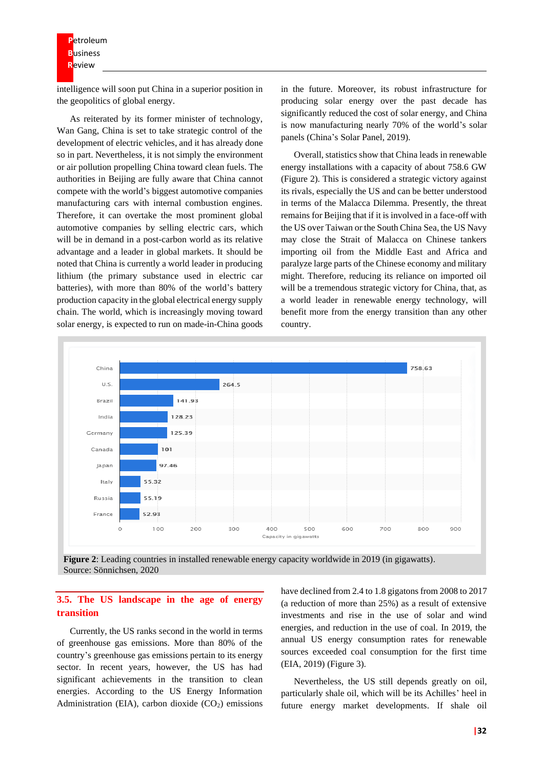intelligence will soon put China in a superior position in the geopolitics of global energy.

As reiterated by its former minister of technology, Wan Gang, China is set to take strategic control of the development of electric vehicles, and it has already done so in part. Nevertheless, it is not simply the environment or air pollution propelling China toward clean fuels. The authorities in Beijing are fully aware that China cannot compete with the world's biggest automotive companies manufacturing cars with internal combustion engines. Therefore, it can overtake the most prominent global automotive companies by selling electric cars, which will be in demand in a post-carbon world as its relative advantage and a leader in global markets. It should be noted that China is currently a world leader in producing lithium (the primary substance used in electric car batteries), with more than 80% of the world's battery production capacity in the global electrical energy supply chain. The world, which is increasingly moving toward solar energy, is expected to run on made-in-China goods in the future. Moreover, its robust infrastructure for producing solar energy over the past decade has significantly reduced the cost of solar energy, and China is now manufacturing nearly 70% of the world's solar panels (China's Solar Panel, 2019).

Overall, statistics show that China leads in renewable energy installations with a capacity of about 758.6 GW (Figure 2). This is considered a strategic victory against its rivals, especially the US and can be better understood in terms of the Malacca Dilemma. Presently, the threat remains for Beijing that if it is involved in a face-off with the US over Taiwan or the South China Sea, the US Navy may close the Strait of Malacca on Chinese tankers importing oil from the Middle East and Africa and paralyze large parts of the Chinese economy and military might. Therefore, reducing its reliance on imported oil will be a tremendous strategic victory for China, that, as a world leader in renewable energy technology, will benefit more from the energy transition than any other country.

| Country | Capacity in gigawatts |
|---|---|
| China | 758.63 |
| U.S. | 264.5 |
| Brazil | 141.93 |
| India | 128.23 |
| Germany | 125.39 |
| Canada | 101 |
| Japan | 97.46 |
| Italy | 55.32 |
| Russia | 55.19 |
| France | 52.93 |

**Figure 2**: Leading countries in installed renewable energy capacity worldwide in 2019 (in gigawatts). Source: Sönnichsen, 2020

## 3.5. The US landscape in the age of energy transition

Currently, the US ranks second in the world in terms of greenhouse gas emissions. More than 80% of the country's greenhouse gas emissions pertain to its energy sector. In recent years, however, the US has had significant achievements in the transition to clean energies. According to the US Energy Information Administration (EIA), carbon dioxide ($CO_2$) emissions have declined from 2.4 to 1.8 gigatons from 2008 to 2017 (a reduction of more than 25%) as a result of extensive investments and rise in the use of solar and wind energies, and reduction in the use of coal. In 2019, the annual US energy consumption rates for renewable sources exceeded coal consumption for the first time (EIA, 2019) (Figure 3).

Nevertheless, the US still depends greatly on oil, particularly shale oil, which will be its Achilles' heel in future energy market developments. If shale oil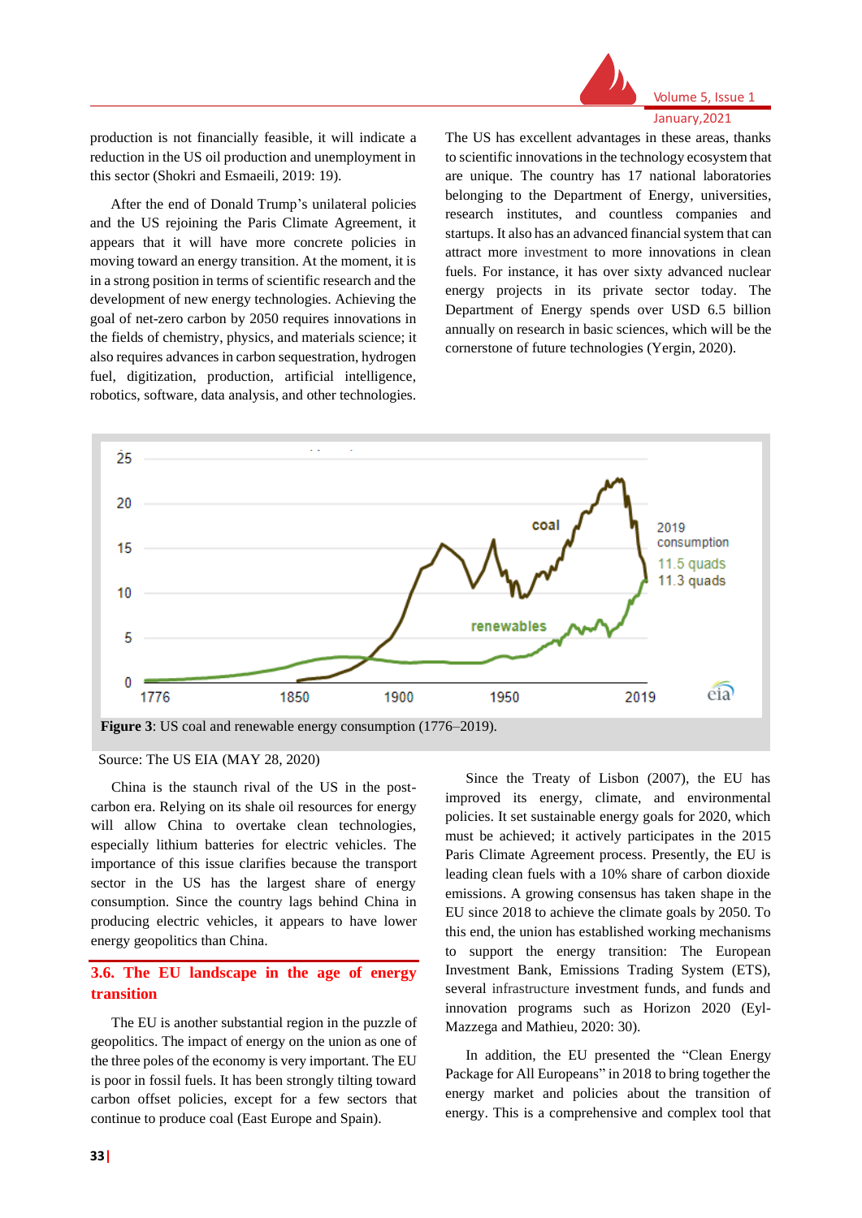production is not financially feasible, it will indicate a reduction in the US oil production and unemployment in this sector (Shokri and Esmaeili, 2019: 19).

After the end of Donald Trump's unilateral policies and the US rejoining the Paris Climate Agreement, it appears that it will have more concrete policies in moving toward an energy transition. At the moment, it is in a strong position in terms of scientific research and the development of new energy technologies. Achieving the goal of net-zero carbon by 2050 requires innovations in the fields of chemistry, physics, and materials science; it also requires advances in carbon sequestration, hydrogen fuel, digitization, production, artificial intelligence, robotics, software, data analysis, and other technologies.

The US has excellent advantages in these areas, thanks to scientific innovations in the technology ecosystem that are unique. The country has 17 national laboratories belonging to the Department of Energy, universities, research institutes, and countless companies and startups. It also has an advanced financial system that can attract more investment to more innovations in clean fuels. For instance, it has over sixty advanced nuclear energy projects in its private sector today. The Department of Energy spends over USD 6.5 billion annually on research in basic sciences, which will be the cornerstone of future technologies (Yergin, 2020).

**Figure 3**: US coal and renewable energy consumption (1776–2019).

Source: The US EIA (MAY 28, 2020)

China is the staunch rival of the US in the post-carbon era. Relying on its shale oil resources for energy will allow China to overtake clean technologies, especially lithium batteries for electric vehicles. The importance of this issue clarifies because the transport sector in the US has the largest share of energy consumption. Since the country lags behind China in producing electric vehicles, it appears to have lower energy geopolitics than China.

### 3.6. The EU landscape in the age of energy transition

The EU is another substantial region in the puzzle of geopolitics. The impact of energy on the union as one of the three poles of the economy is very important. The EU is poor in fossil fuels. It has been strongly tilting toward carbon offset policies, except for a few sectors that continue to produce coal (East Europe and Spain).

Since the Treaty of Lisbon (2007), the EU has improved its energy, climate, and environmental policies. It set sustainable energy goals for 2020, which must be achieved; it actively participates in the 2015 Paris Climate Agreement process. Presently, the EU is leading clean fuels with a 10% share of carbon dioxide emissions. A growing consensus has taken shape in the EU since 2018 to achieve the climate goals by 2050. To this end, the union has established working mechanisms to support the energy transition: The European Investment Bank, Emissions Trading System (ETS), several infrastructure investment funds, and funds and innovation programs such as Horizon 2020 (Eyl-Mazzega and Mathieu, 2020: 30).

In addition, the EU presented the "Clean Energy Package for All Europeans" in 2018 to bring together the energy market and policies about the transition of energy. This is a comprehensive and complex tool that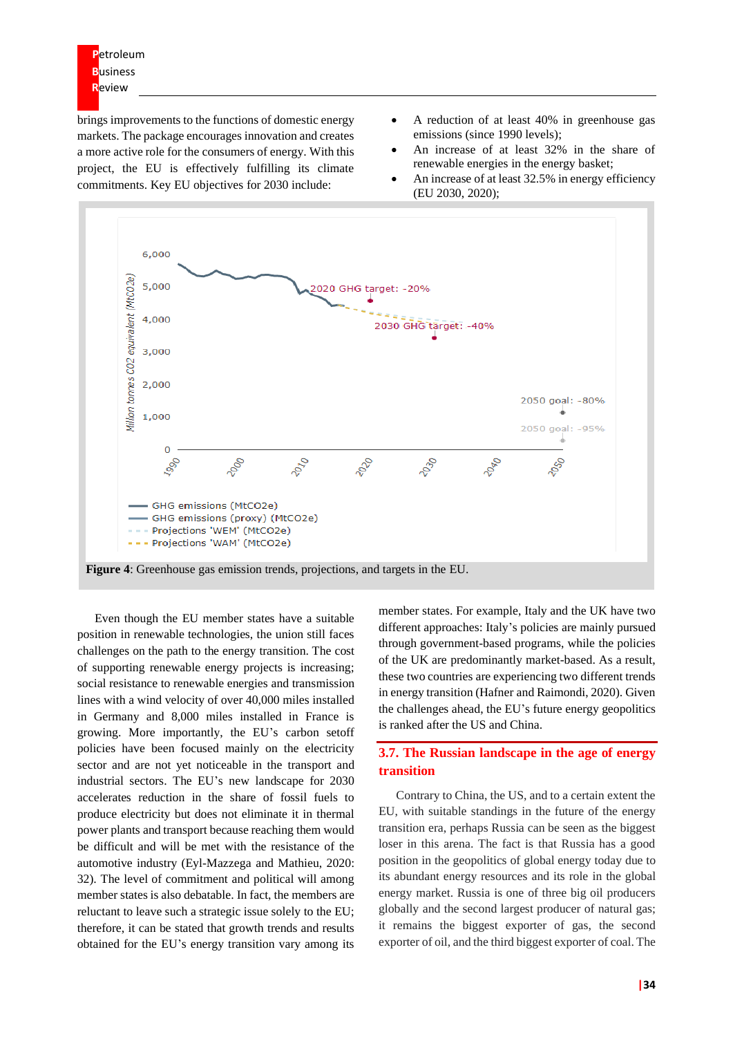brings improvements to the functions of domestic energy markets. The package encourages innovation and creates a more active role for the consumers of energy. With this project, the EU is effectively fulfilling its climate commitments. Key EU objectives for 2030 include:

- A reduction of at least 40% in greenhouse gas emissions (since 1990 levels);
- An increase of at least 32% in the share of renewable energies in the energy basket;
- An increase of at least 32.5% in energy efficiency (EU 2030, 2020);

**Figure 4**: Greenhouse gas emission trends, projections, and targets in the EU.

Even though the EU member states have a suitable position in renewable technologies, the union still faces challenges on the path to the energy transition. The cost of supporting renewable energy projects is increasing; social resistance to renewable energies and transmission lines with a wind velocity of over 40,000 miles installed in Germany and 8,000 miles installed in France is growing. More importantly, the EU's carbon setoff policies have been focused mainly on the electricity sector and are not yet noticeable in the transport and industrial sectors. The EU's new landscape for 2030 accelerates reduction in the share of fossil fuels to produce electricity but does not eliminate it in thermal power plants and transport because reaching them would be difficult and will be met with the resistance of the automotive industry (Eyl-Mazzega and Mathieu, 2020: 32). The level of commitment and political will among member states is also debatable. In fact, the member states are reluctant to leave such a strategic issue solely to the EU; therefore, it can be stated that growth trends and results obtained for the EU's energy transition vary among its member states. For example, Italy and the UK have two different approaches: Italy's policies are mainly pursued through government-based programs, while the policies of the UK are predominantly market-based. As a result, these two countries are experiencing two different trends in energy transition (Hafner and Raimondi, 2020). Given the challenges ahead, the EU's future energy geopolitics is ranked after the US and China.

## 3.7. The Russian landscape in the age of energy transition

Contrary to China, the US, and to a certain extent the EU, with suitable standings in the future of the energy transition era, perhaps Russia can be seen as the biggest loser in this arena. The fact is that Russia has a good position in the geopolitics of global energy today due to its abundant energy resources and its role in the global energy market. Russia is one of three big oil producers globally and the second largest producer of natural gas; it remains the biggest exporter of gas, the second exporter of oil, and the third biggest exporter of coal. The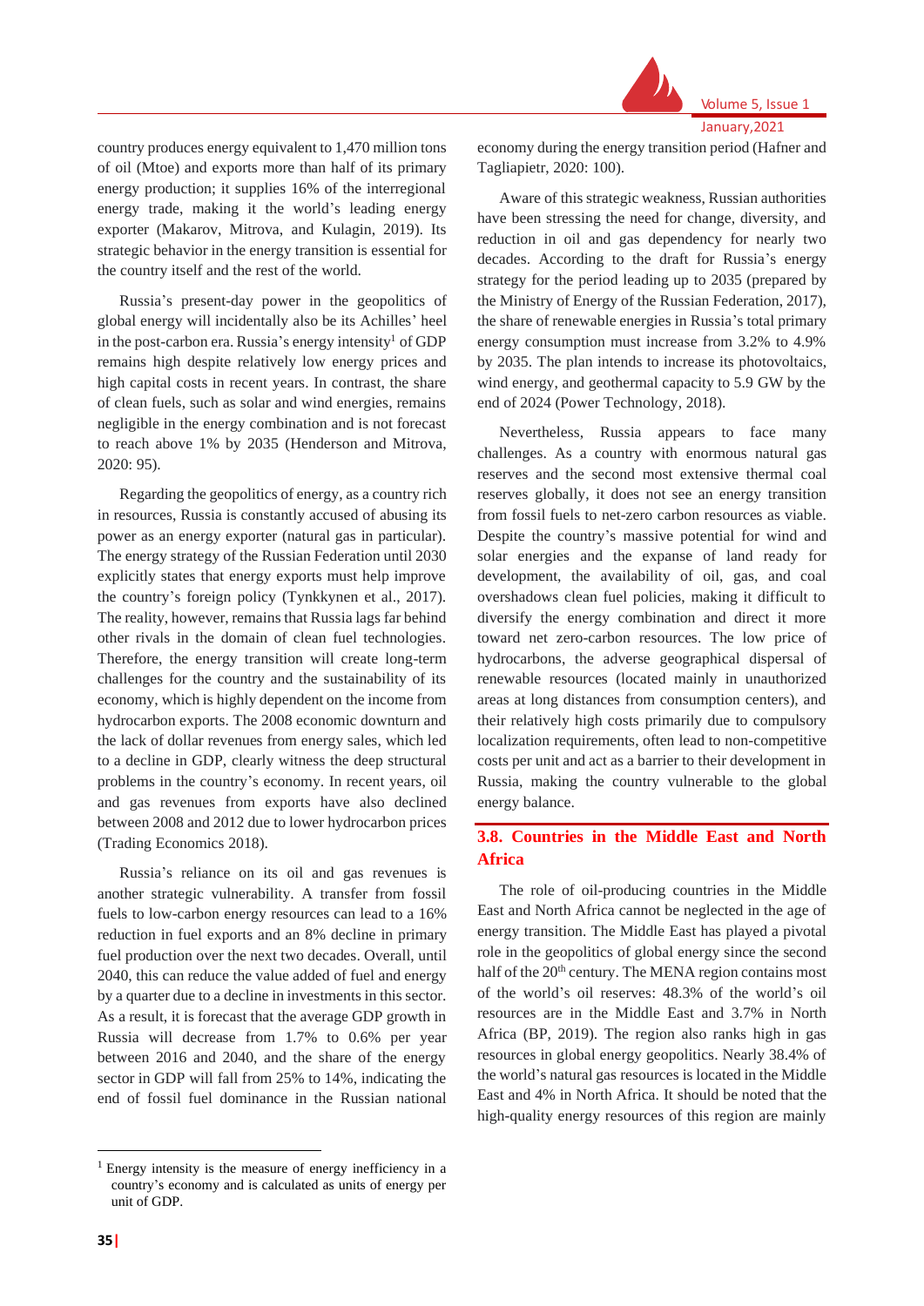country produces energy equivalent to 1,470 million tons of oil (Mtoe) and exports more than half of its primary energy production; it supplies 16% of the interregional energy trade, making it the world's leading energy exporter (Makarov, Mitrova, and Kulagin, 2019). Its strategic behavior in the energy transition is essential for the country itself and the rest of the world.

Russia's present-day power in the geopolitics of global energy will incidentally also be its Achilles' heel in the post-carbon era. Russia's energy intensity[1] of GDP remains high despite relatively low energy prices and high capital costs in recent years. In contrast, the share of clean fuels, such as solar and wind energies, remains negligible in the energy combination and is not forecast to reach above 1% by 2035 (Henderson and Mitrova, 2020: 95).

Regarding the geopolitics of energy, as a country rich in resources, Russia is constantly accused of abusing its power as an energy exporter (natural gas in particular). The energy strategy of the Russian Federation until 2030 explicitly states that energy exports must help improve the country's foreign policy (Tynkkynen et al., 2017). The reality, however, remains that Russia lags far behind other rivals in the domain of clean fuel technologies. Therefore, the energy transition will create long-term challenges for the country and the sustainability of its economy, which is highly dependent on the income from hydrocarbon exports. The 2008 economic downturn and the lack of dollar revenues from energy sales, which led to a decline in GDP, clearly witness the deep structural problems in the country's economy. In recent years, oil and gas revenues from exports have also declined between 2008 and 2012 due to lower hydrocarbon prices (Trading Economics 2018).

Russia's reliance on its oil and gas revenues is another strategic vulnerability. A transfer from fossil fuels to low-carbon energy resources can lead to a 16% reduction in fuel exports and an 8% decline in primary fuel production over the next two decades. Overall, until 2040, this can reduce the value added of fuel and energy by a quarter due to a decline in investments in this sector. As a result, it is forecast that the average GDP growth in Russia will decrease from 1.7% to 0.6% per year between 2016 and 2040, and the share of the energy sector in GDP will fall from 25% to 14%, indicating the end of fossil fuel dominance in the Russian national economy during the energy transition period (Hafner and Tagliapietr, 2020: 100).

Aware of this strategic weakness, Russian authorities have been stressing the need for change, diversity, and reduction in oil and gas dependency for nearly two decades. According to the draft for Russia's energy strategy for the period leading up to 2035 (prepared by the Ministry of Energy of the Russian Federation, 2017), the share of renewable energies in Russia's total primary energy consumption must increase from 3.2% to 4.9% by 2035. The plan intends to increase its photovoltaics, wind energy, and geothermal capacity to 5.9 GW by the end of 2024 (Power Technology, 2018).

Nevertheless, Russia appears to face many challenges. As a country with enormous natural gas reserves and the second most extensive thermal coal reserves globally, it does not see an energy transition from fossil fuels to net-zero carbon resources as viable. Despite the country's massive potential for wind and solar energies and the expanse of land ready for development, the availability of oil, gas, and coal overshadows clean fuel policies, making it difficult to diversify the energy combination and direct it more toward net zero-carbon resources. The low price of hydrocarbons, the adverse geographical dispersal of renewable resources (located mainly in unauthorized areas at long distances from consumption centers), and their relatively high costs primarily due to compulsory localization requirements, often lead to non-competitive costs per unit and act as a barrier to their development in Russia, making the country vulnerable to the global energy balance.

### 3.8. Countries in the Middle East and North Africa

The role of oil-producing countries in the Middle East and North Africa cannot be neglected in the age of energy transition. The Middle East has played a pivotal role in the geopolitics of global energy since the second half of the 20th century. The MENA region contains most of the world's oil reserves: 48.3% of the world's oil resources are in the Middle East and 3.7% in North Africa (BP, 2019). The region also ranks high in gas resources in global energy geopolitics. Nearly 38.4% of the world's natural gas resources is located in the Middle East and 4% in North Africa. It should be noted that the high-quality energy resources of this region are mainly

---

[1] Energy intensity is the measure of energy inefficiency in a country's economy and is calculated as units of energy per unit of GDP.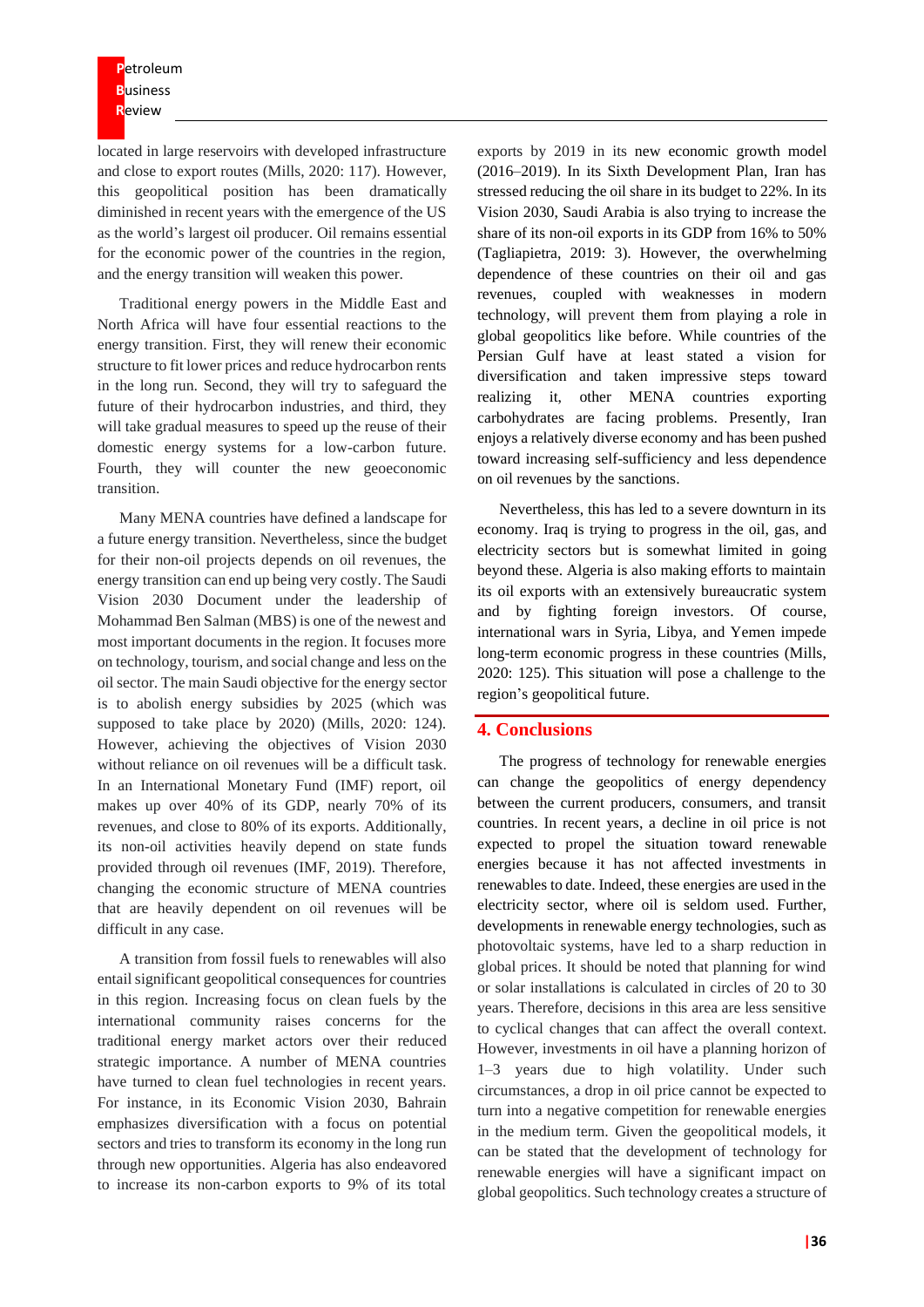located in large reservoirs with developed infrastructure and close to export routes (Mills, 2020: 117). However, this geopolitical position has been dramatically diminished in recent years with the emergence of the US as the world's largest oil producer. Oil remains essential for the economic power of the countries in the region, and the energy transition will weaken this power.

Traditional energy powers in the Middle East and North Africa will have four essential reactions to the energy transition. First, they will renew their economic structure to fit lower prices and reduce hydrocarbon rents in the long run. Second, they will try to safeguard the future of their hydrocarbon industries, and third, they will take gradual measures to speed up the reuse of their domestic energy systems for a low-carbon future. Fourth, they will counter the new geoeconomic transition.

Many MENA countries have defined a landscape for a future energy transition. Nevertheless, since the budget for their non-oil projects depends on oil revenues, the energy transition can end up being very costly. The Saudi Vision 2030 Document under the leadership of Mohammad Ben Salman (MBS) is one of the newest and most important documents in the region. It focuses more on technology, tourism, and social change and less on the oil sector. The main Saudi objective for the energy sector is to abolish energy subsidies by 2025 (which was supposed to take place by 2020) (Mills, 2020: 124). However, achieving the objectives of Vision 2030 without reliance on oil revenues will be a difficult task. In an International Monetary Fund (IMF) report, oil makes up over 40% of its GDP, nearly 70% of its revenues, and close to 80% of its exports. Additionally, its non-oil activities heavily depend on state funds provided through oil revenues (IMF, 2019). Therefore, changing the economic structure of MENA countries that are heavily dependent on oil revenues will be difficult in any case.

A transition from fossil fuels to renewables will also entail significant geopolitical consequences for countries in this region. Increasing focus on clean fuels by the international community raises concerns for the traditional energy market actors over their reduced strategic importance. A number of MENA countries have turned to clean fuel technologies in recent years. For instance, in its Economic Vision 2030, Bahrain emphasizes diversification with a focus on potential sectors and tries to transform its economy in the long run through new opportunities. Algeria has also endeavored to increase its non-carbon exports to 9% of its total exports by 2019 in its new economic growth model (2016–2019). In its Sixth Development Plan, Iran has stressed reducing the oil share in its budget to 22%. In its Vision 2030, Saudi Arabia is also trying to increase the share of its non-oil exports in its GDP from 16% to 50% (Tagliapietra, 2019: 3). However, the overwhelming dependence of these countries on their oil and gas revenues, coupled with weaknesses in modern technology, will prevent them from playing a role in global geopolitics like before. While countries of the Persian Gulf have at least stated a vision for diversification and taken impressive steps toward realizing it, other MENA countries exporting carbohydrates are facing problems. Presently, Iran enjoys a relatively diverse economy and has been pushed toward increasing self-sufficiency and less dependence on oil revenues by the sanctions.

Nevertheless, this has led to a severe downturn in its economy. Iraq is trying to progress in the oil, gas, and electricity sectors but is somewhat limited in going beyond these. Algeria is also making efforts to maintain its oil exports with an extensively bureaucratic system and by fighting foreign investors. Of course, international wars in Syria, Libya, and Yemen impede long-term economic progress in these countries (Mills, 2020: 125). This situation will pose a challenge to the region's geopolitical future.

## 4. Conclusions

The progress of technology for renewable energies can change the geopolitics of energy dependency between the current producers, consumers, and transit countries. In recent years, a decline in oil price is not expected to propel the situation toward renewable energies because it has not affected investments in renewables to date. Indeed, these energies are used in the electricity sector, where oil is seldom used. Further, developments in renewable energy technologies, such as photovoltaic systems, have led to a sharp reduction in global prices. It should be noted that planning for wind or solar installations is calculated in circles of 20 to 30 years. Therefore, decisions in this area are less sensitive to cyclical changes that can affect the overall context. However, investments in oil have a planning horizon of 1–3 years due to high volatility. Under such circumstances, a drop in oil price cannot be expected to turn into a negative competition for renewable energies in the medium term. Given the geopolitical models, it can be stated that the development of technology for renewable energies will have a significant impact on global geopolitics. Such technology creates a structure of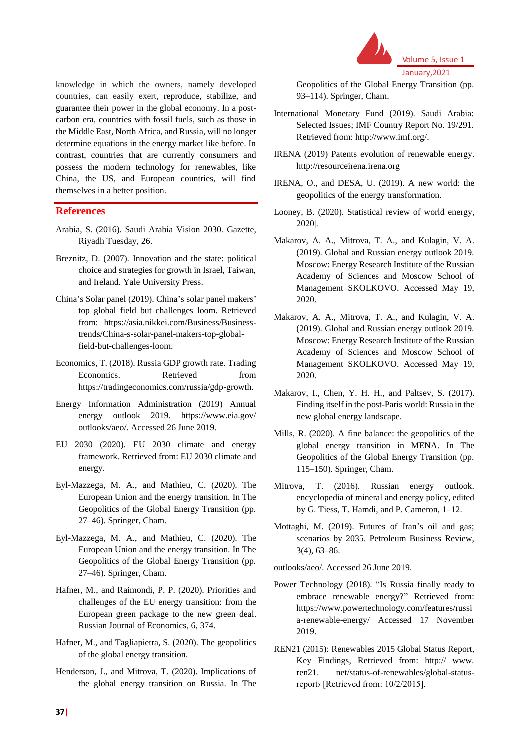knowledge in which the owners, namely developed countries, can easily exert, reproduce, stabilize, and guarantee their power in the global economy. In a post-carbon era, countries with fossil fuels, such as those in the Middle East, North Africa, and Russia, will no longer determine equations in the energy market like before. In contrast, countries that are currently consumers and possess the modern technology for renewables, like China, the US, and European countries, will find themselves in a better position.

## References

Arabia, S. (2016). Saudi Arabia Vision 2030. Gazette, Riyadh Tuesday, 26.

Breznitz, D. (2007). Innovation and the state: political choice and strategies for growth in Israel, Taiwan, and Ireland. Yale University Press.

China's Solar panel (2019). China's solar panel makers' top global field but challenges loom. Retrieved from: https://asia.nikkei.com/Business/Business-trends/China-s-solar-panel-makers-top-global-field-but-challenges-loom.

Economics, T. (2018). Russia GDP growth rate. Trading Economics. Retrieved from https://tradingeconomics.com/russia/gdp-growth.

Energy Information Administration (2019) Annual energy outlook 2019. https://www.eia.gov/outlooks/aeo/. Accessed 26 June 2019.

EU 2030 (2020). EU 2030 climate and energy framework. Retrieved from: EU 2030 climate and energy.

Eyl-Mazzega, M. A., and Mathieu, C. (2020). The European Union and the energy transition. In The Geopolitics of the Global Energy Transition (pp. 27–46). Springer, Cham.

Eyl-Mazzega, M. A., and Mathieu, C. (2020). The European Union and the energy transition. In The Geopolitics of the Global Energy Transition (pp. 27–46). Springer, Cham.

Hafner, M., and Raimondi, P. P. (2020). Priorities and challenges of the EU energy transition: from the European green package to the new green deal. Russian Journal of Economics, 6, 374.

Hafner, M., and Tagliapietra, S. (2020). The geopolitics of the global energy transition.

Henderson, J., and Mitrova, T. (2020). Implications of the global energy transition on Russia. In The Geopolitics of the Global Energy Transition (pp. 93–114). Springer, Cham.

International Monetary Fund (2019). Saudi Arabia: Selected Issues; IMF Country Report No. 19/291. Retrieved from: http://www.imf.org/.

IRENA (2019) Patents evolution of renewable energy. http://resourceirena.irena.org

IRENA, O., and DESA, U. (2019). A new world: the geopolitics of the energy transformation.

Looney, B. (2020). Statistical review of world energy, 2020|.

Makarov, A. A., Mitrova, T. A., and Kulagin, V. A. (2019). Global and Russian energy outlook 2019. Moscow: Energy Research Institute of the Russian Academy of Sciences and Moscow School of Management SKOLKOVO. Accessed May 19, 2020.

Makarov, A. A., Mitrova, T. A., and Kulagin, V. A. (2019). Global and Russian energy outlook 2019. Moscow: Energy Research Institute of the Russian Academy of Sciences and Moscow School of Management SKOLKOVO. Accessed May 19, 2020.

Makarov, I., Chen, Y. H. H., and Paltsev, S. (2017). Finding itself in the post-Paris world: Russia in the new global energy landscape.

Mills, R. (2020). A fine balance: the geopolitics of the global energy transition in MENA. In The Geopolitics of the Global Energy Transition (pp. 115–150). Springer, Cham.

Mitrova, T. (2016). Russian energy outlook. encyclopedia of mineral and energy policy, edited by G. Tiess, T. Hamdi, and P. Cameron, 1–12.

Mottaghi, M. (2019). Futures of Iran's oil and gas; scenarios by 2035. Petroleum Business Review, 3(4), 63–86.

outlooks/aeo/. Accessed 26 June 2019.

Power Technology (2018). "Is Russia finally ready to embrace renewable energy?" Retrieved from: https://www.powertechnology.com/features/russia-renewable-energy/ Accessed 17 November 2019.

REN21 (2015): Renewables 2015 Global Status Report, Key Findings, Retrieved from: http:// www. ren21. net/status-of-renewables/global-status-report› [Retrieved from: 10/2/2015].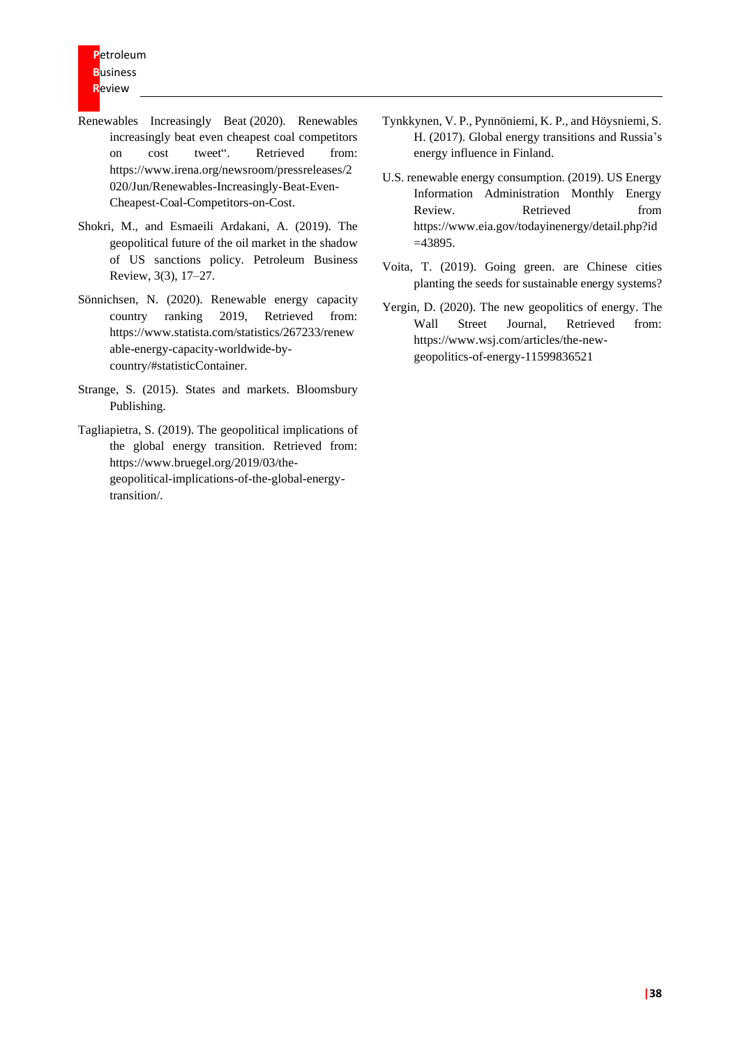Renewables Increasingly Beat (2020). Renewables increasingly beat even cheapest coal competitors on cost tweet". Retrieved from: https://www.irena.org/newsroom/pressreleases/2020/Jun/Renewables-Increasingly-Beat-Even-Cheapest-Coal-Competitors-on-Cost.

Shokri, M., and Esmaeili Ardakani, A. (2019). The geopolitical future of the oil market in the shadow of US sanctions policy. Petroleum Business Review, 3(3), 17–27.

Sönnichsen, N. (2020). Renewable energy capacity country ranking 2019, Retrieved from: https://www.statista.com/statistics/267233/renewable-energy-capacity-worldwide-by-country/#statisticContainer.

Strange, S. (2015). States and markets. Bloomsbury Publishing.

Tagliapietra, S. (2019). The geopolitical implications of the global energy transition. Retrieved from: https://www.bruegel.org/2019/03/the-geopolitical-implications-of-the-global-energy-transition/.

Tynkkynen, V. P., Pynnöniemi, K. P., and Höysniemi, S. H. (2017). Global energy transitions and Russia's energy influence in Finland.

U.S. renewable energy consumption. (2019). US Energy Information Administration Monthly Energy Review. Retrieved from https://www.eia.gov/todayinenergy/detail.php?id=43895.

Voita, T. (2019). Going green. are Chinese cities planting the seeds for sustainable energy systems?

Yergin, D. (2020). The new geopolitics of energy. The Wall Street Journal, Retrieved from: https://www.wsj.com/articles/the-new-geopolitics-of-energy-11599836521